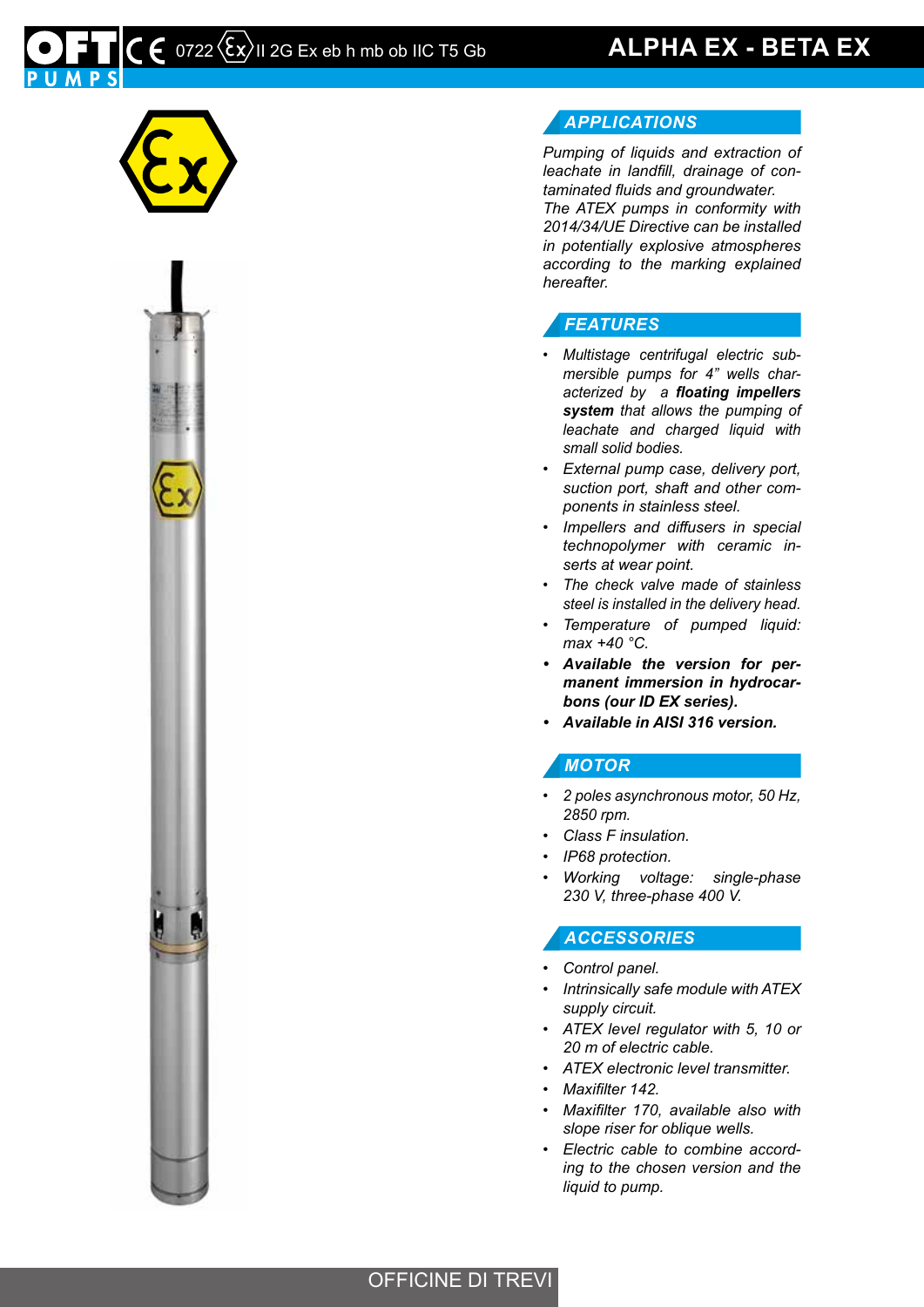# ALPHA EX - BETA EX

CE 0722 Ex II 2G Ex eb h mb ob IIC T5 Gb

## APPLICATIONS

*Pumping of liquids and extraction of leachate in landfill, drainage of contaminated fluids and groundwater.*
*The ATEX pumps in conformity with 2014/34/UE Directive can be installed in potentially explosive atmospheres according to the marking explained hereafter.*

## FEATURES

- *Multistage centrifugal electric submersible pumps for 4" wells characterized by a* ***floating impellers system*** *that allows the pumping of leachate and charged liquid with small solid bodies.*
- *External pump case, delivery port, suction port, shaft and other components in stainless steel.*
- *Impellers and diffusers in special technopolymer with ceramic inserts at wear point.*
- *The check valve made of stainless steel is installed in the delivery head.*
- *Temperature of pumped liquid: max +40 °C.*
- ***Available the version for permanent immersion in hydrocarbons (our ID EX series).***
- ***Available in AISI 316 version.***

## MOTOR

- *2 poles asynchronous motor, 50 Hz, 2850 rpm.*
- *Class F insulation.*
- *IP68 protection.*
- *Working voltage: single-phase 230 V, three-phase 400 V.*

## ACCESSORIES

- *Control panel.*
- *Intrinsically safe module with ATEX supply circuit.*
- *ATEX level regulator with 5, 10 or 20 m of electric cable.*
- *ATEX electronic level transmitter.*
- *Maxifilter 142.*
- *Maxifilter 170, available also with slope riser for oblique wells.*
- *Electric cable to combine according to the chosen version and the liquid to pump.*

OFFICINE DI TREVI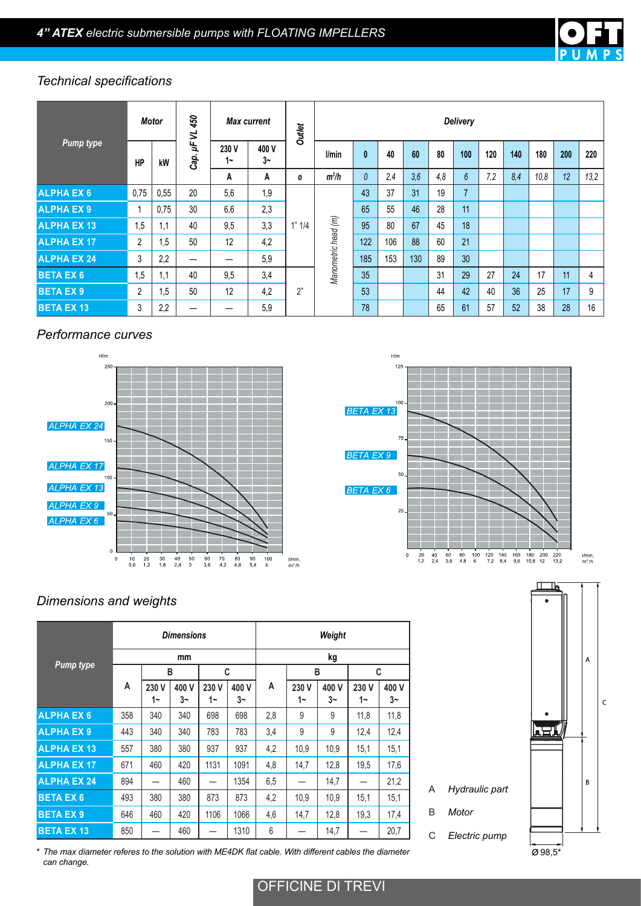## 4" ATEX electric submersible pumps with FLOATING IMPELLERS

### Technical specifications

| Pump type | Motor | | Cap. µF VL 450 | Max current | | Outlet | Delivery | | | | | | | | | | | |
|---|---|---|---|---|---|---|---|---|---|---|---|---|---|---|---|---|---|---|
| | HP | kW | | 230 V 1~ | 400 V 3~ | | l/min | 0 | 40 | 60 | 80 | 100 | 120 | 140 | 180 | 200 | 220 |
| | | | | A | A | ø | $m^3/h$ | 0 | 2,4 | 3,6 | 4,8 | 6 | 7,2 | 8,4 | 10,8 | 12 | 13,2 |
| ALPHA EX 6 | 0,75 | 0,55 | 20 | 5,6 | 1,9 | 1" 1/4 | Manometric head (m) | 43 | 37 | 31 | 19 | 7 | | | | | |
| ALPHA EX 9 | 1 | 0,75 | 30 | 6,6 | 2,3 | 1" 1/4 | Manometric head (m) | 65 | 55 | 46 | 28 | 11 | | | | | |
| ALPHA EX 13 | 1,5 | 1,1 | 40 | 9,5 | 3,3 | 1" 1/4 | Manometric head (m) | 95 | 80 | 67 | 45 | 18 | | | | | |
| ALPHA EX 17 | 2 | 1,5 | 50 | 12 | 4,2 | 1" 1/4 | Manometric head (m) | 122 | 106 | 88 | 60 | 21 | | | | | |
| ALPHA EX 24 | 3 | 2,2 | — | — | 5,9 | 1" 1/4 | Manometric head (m) | 185 | 153 | 130 | 89 | 30 | | | | | |
| BETA EX 6 | 1,5 | 1,1 | 40 | 9,5 | 3,4 | 2" | Manometric head (m) | 35 | | | 31 | 29 | 27 | 24 | 17 | 11 | 4 |
| BETA EX 9 | 2 | 1,5 | 50 | 12 | 4,2 | 2" | Manometric head (m) | 53 | | | 44 | 42 | 40 | 36 | 25 | 17 | 9 |
| BETA EX 13 | 3 | 2,2 | — | — | 5,9 | 2" | Manometric head (m) | 78 | | | 65 | 61 | 57 | 52 | 38 | 28 | 16 |

### Performance curves

### Dimensions and weights

| Pump type | Dimensions mm | | | | | Weight kg | | | | |
|---|---|---|---|---|---|---|---|---|---|---|
| | A | B | | C | | A | B | | C | |
| | | 230 V 1~ | 400 V 3~ | 230 V 1~ | 400 V 3~ | | 230 V 1~ | 400 V 3~ | 230 V 1~ | 400 V 3~ |
| ALPHA EX 6 | 358 | 340 | 340 | 698 | 698 | 2,8 | 9 | 9 | 11,8 | 11,8 |
| ALPHA EX 9 | 443 | 340 | 340 | 783 | 783 | 3,4 | 9 | 9 | 12,4 | 12,4 |
| ALPHA EX 13 | 557 | 380 | 380 | 937 | 937 | 4,2 | 10,9 | 10,9 | 15,1 | 15,1 |
| ALPHA EX 17 | 671 | 460 | 420 | 1131 | 1091 | 4,8 | 14,7 | 12,8 | 19,5 | 17,6 |
| ALPHA EX 24 | 894 | — | 460 | — | 1354 | 6,5 | — | 14,7 | — | 21,2 |
| BETA EX 6 | 493 | 380 | 380 | 873 | 873 | 4,2 | 10,9 | 10,9 | 15,1 | 15,1 |
| BETA EX 9 | 646 | 460 | 420 | 1106 | 1066 | 4,6 | 14,7 | 12,8 | 19,3 | 17,4 |
| BETA EX 13 | 850 | — | 460 | — | 1310 | 6 | — | 14,7 | — | 20,7 |

A *Hydraulic part*

B *Motor*

C *Electric pump*

Ø 98,5*

\* *The max diameter referes to the solution with ME4DK flat cable. With different cables the diameter can change.*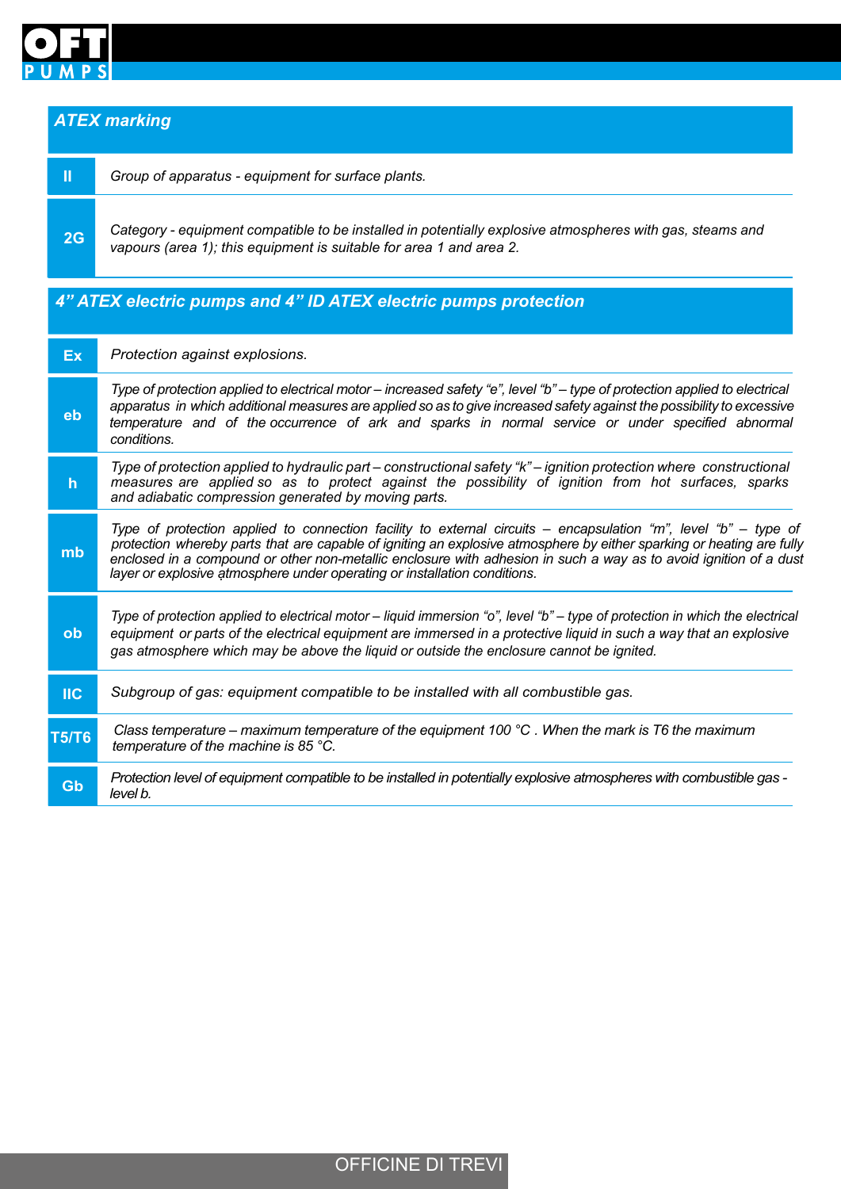## ATEX marking

| | |
|---|---|
| **II** | *Group of apparatus - equipment for surface plants.* |
| **2G** | *Category - equipment compatible to be installed in potentially explosive atmospheres with gas, steams and vapours (area 1); this equipment is suitable for area 1 and area 2.* |

## 4” ATEX electric pumps and 4” ID ATEX electric pumps protection

| | |
|---|---|
| **Ex** | *Protection against explosions.* |
| **eb** | *Type of protection applied to electrical motor – increased safety “e”, level “b” – type of protection applied to electrical apparatus in which additional measures are applied so as to give increased safety against the possibility to excessive temperature and of the occurrence of ark and sparks in normal service or under specified abnormal conditions.* |
| **h** | *Type of protection applied to hydraulic part – constructional safety “k” – ignition protection where constructional measures are applied so as to protect against the possibility of ignition from hot surfaces, sparks and adiabatic compression generated by moving parts.* |
| **mb** | *Type of protection applied to connection facility to external circuits – encapsulation “m”, level “b” – type of protection whereby parts that are capable of igniting an explosive atmosphere by either sparking or heating are fully enclosed in a compound or other non-metallic enclosure with adhesion in such a way as to avoid ignition of a dust layer or explosive atmosphere under operating or installation conditions.* |
| **ob** | *Type of protection applied to electrical motor – liquid immersion “o”, level “b” – type of protection in which the electrical equipment or parts of the electrical equipment are immersed in a protective liquid in such a way that an explosive gas atmosphere which may be above the liquid or outside the enclosure cannot be ignited.* |
| **IIC** | *Subgroup of gas: equipment compatible to be installed with all combustible gas.* |
| **T5/T6** | *Class temperature – maximum temperature of the equipment 100 °C . When the mark is T6 the maximum temperature of the machine is 85 °C.* |
| **Gb** | *Protection level of equipment compatible to be installed in potentially explosive atmospheres with combustible gas - level b.* |